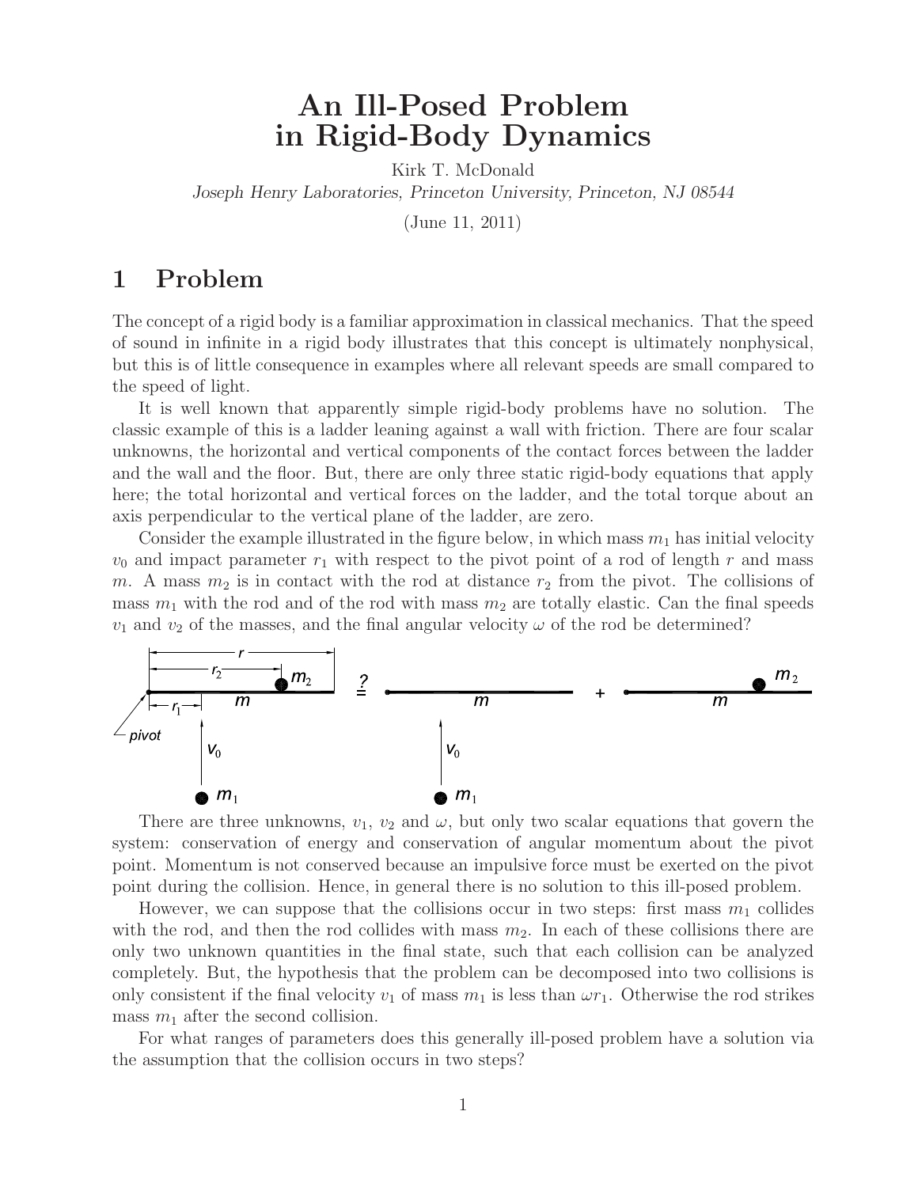# An Ill-Posed Problem in Rigid-Body Dynamics

Kirk T. McDonald

*Joseph Henry Laboratories, Princeton University, Princeton, NJ 08544*

(June 11, 2011)

## 1 Problem

The concept of a rigid body is a familiar approximation in classical mechanics. That the speed of sound in infinite in a rigid body illustrates that this concept is ultimately nonphysical, but this is of little consequence in examples where all relevant speeds are small compared to the speed of light.

It is well known that apparently simple rigid-body problems have no solution. The classic example of this is a ladder leaning against a wall with friction. There are four scalar unknowns, the horizontal and vertical components of the contact forces between the ladder and the wall and the floor. But, there are only three static rigid-body equations that apply here; the total horizontal and vertical forces on the ladder, and the total torque about an axis perpendicular to the vertical plane of the ladder, are zero.

Consider the example illustrated in the figure below, in which mass $m_1$ has initial velocity $v_0$ and impact parameter $r_1$ with respect to the pivot point of a rod of length $r$ and mass $m$. A mass $m_2$ is in contact with the rod at distance $r_2$ from the pivot. The collisions of mass $m_1$ with the rod and of the rod with mass $m_2$ are totally elastic. Can the final speeds $v_1$ and $v_2$ of the masses, and the final angular velocity $\omega$ of the rod be determined?

There are three unknowns, $v_1$, $v_2$ and $\omega$, but only two scalar equations that govern the system: conservation of energy and conservation of angular momentum about the pivot point. Momentum is not conserved because an impulsive force must be exerted on the pivot point during the collision. Hence, in general there is no solution to this ill-posed problem.

However, we can suppose that the collisions occur in two steps: first mass $m_1$ collides with the rod, and then the rod collides with mass $m_2$. In each of these collisions there are only two unknown quantities in the final state, such that each collision can be analyzed completely. But, the hypothesis that the problem can be decomposed into two collisions is only consistent if the final velocity $v_1$ of mass $m_1$ is less than $\omega r_1$. Otherwise the rod strikes mass $m_1$ after the second collision.

For what ranges of parameters does this generally ill-posed problem have a solution via the assumption that the collision occurs in two steps?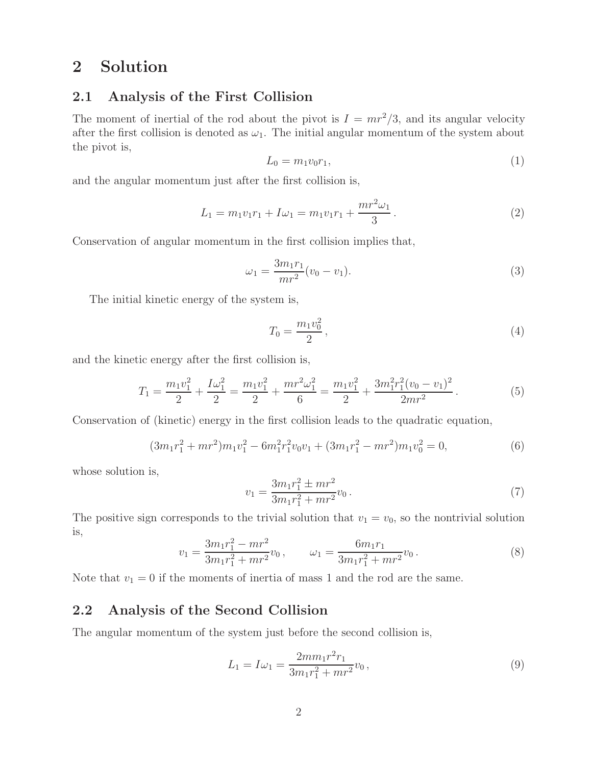## 2 Solution

### 2.1 Analysis of the First Collision

The moment of inertial of the rod about the pivot is $I = mr^2/3$, and its angular velocity after the first collision is denoted as $\omega_1$. The initial angular momentum of the system about the pivot is,

$$L_0 = m_1 v_0 r_1, \tag{1}$$

and the angular momentum just after the first collision is,

$$L_1 = m_1 v_1 r_1 + I\omega_1 = m_1 v_1 r_1 + \frac{mr^2\omega_1}{3}. \tag{2}$$

Conservation of angular momentum in the first collision implies that,

$$\omega_1 = \frac{3m_1 r_1}{mr^2}(v_0 - v_1). \tag{3}$$

The initial kinetic energy of the system is,

$$T_0 = \frac{m_1 v_0^2}{2}, \tag{4}$$

and the kinetic energy after the first collision is,

$$T_1 = \frac{m_1 v_1^2}{2} + \frac{I\omega_1^2}{2} = \frac{m_1 v_1^2}{2} + \frac{mr^2\omega_1^2}{6} = \frac{m_1 v_1^2}{2} + \frac{3m_1^2 r_1^2 (v_0 - v_1)^2}{2mr^2}. \tag{5}$$

Conservation of (kinetic) energy in the first collision leads to the quadratic equation,

$$(3m_1 r_1^2 + mr^2)m_1 v_1^2 - 6m_1^2 r_1^2 v_0 v_1 + (3m_1 r_1^2 - mr^2)m_1 v_0^2 = 0, \tag{6}$$

whose solution is,

$$v_1 = \frac{3m_1 r_1^2 \pm mr^2}{3m_1 r_1^2 + mr^2} v_0. \tag{7}$$

The positive sign corresponds to the trivial solution that $v_1 = v_0$, so the nontrivial solution is,

$$v_1 = \frac{3m_1 r_1^2 - mr^2}{3m_1 r_1^2 + mr^2} v_0, \qquad \omega_1 = \frac{6m_1 r_1}{3m_1 r_1^2 + mr^2} v_0. \tag{8}$$

Note that $v_1 = 0$ if the moments of inertia of mass 1 and the rod are the same.

### 2.2 Analysis of the Second Collision

The angular momentum of the system just before the second collision is,

$$L_1 = I\omega_1 = \frac{2mm_1 r^2 r_1}{3m_1 r_1^2 + mr^2} v_0, \tag{9}$$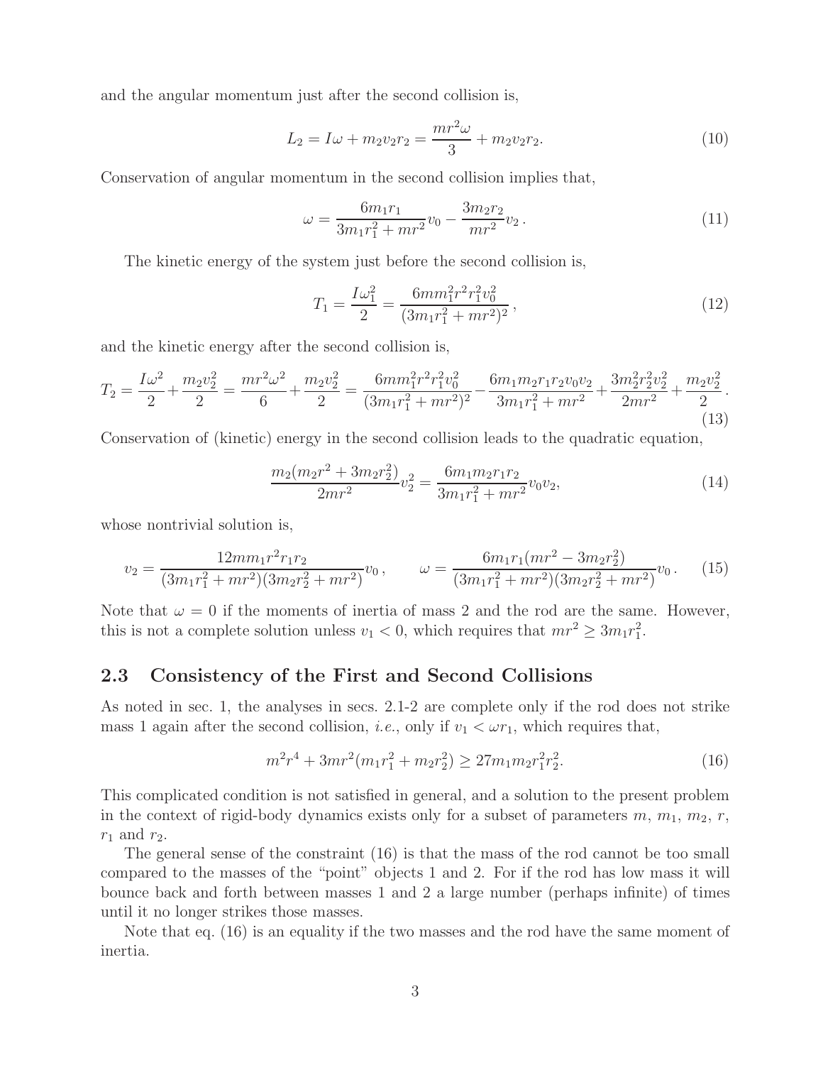and the angular momentum just after the second collision is,

$$
L_2 = I\omega + m_2 v_2 r_2 = \frac{mr^2\omega}{3} + m_2 v_2 r_2. \tag{10}
$$

Conservation of angular momentum in the second collision implies that,

$$
\omega = \frac{6m_1 r_1}{3m_1 r_1^2 + mr^2} v_0 - \frac{3m_2 r_2}{mr^2} v_2 \,. \tag{11}
$$

The kinetic energy of the system just before the second collision is,

$$
T_1 = \frac{I\omega_1^2}{2} = \frac{6mm_1^2 r^2 r_1^2 v_0^2}{(3m_1 r_1^2 + mr^2)^2} \,, \tag{12}
$$

and the kinetic energy after the second collision is,

$$
T_2 = \frac{I\omega^2}{2} + \frac{m_2 v_2^2}{2} = \frac{mr^2\omega^2}{6} + \frac{m_2 v_2^2}{2} = \frac{6mm_1^2 r^2 r_1^2 v_0^2}{(3m_1 r_1^2 + mr^2)^2} - \frac{6m_1 m_2 r_1 r_2 v_0 v_2}{3m_1 r_1^2 + mr^2} + \frac{3m_2^2 r_2^2 v_2^2}{2mr^2} + \frac{m_2 v_2^2}{2} \,. \tag{13}
$$

Conservation of (kinetic) energy in the second collision leads to the quadratic equation,

$$
\frac{m_2(m_2 r^2 + 3m_2 r_2^2)}{2mr^2} v_2^2 = \frac{6m_1 m_2 r_1 r_2}{3m_1 r_1^2 + mr^2} v_0 v_2, \tag{14}
$$

whose nontrivial solution is,

$$
v_2 = \frac{12mm_1 r^2 r_1 r_2}{(3m_1 r_1^2 + mr^2)(3m_2 r_2^2 + mr^2)} v_0 \,, \qquad \omega = \frac{6m_1 r_1 (mr^2 - 3m_2 r_2^2)}{(3m_1 r_1^2 + mr^2)(3m_2 r_2^2 + mr^2)} v_0 \,. \tag{15}
$$

Note that $\omega = 0$ if the moments of inertia of mass 2 and the rod are the same. However, this is not a complete solution unless $v_1 < 0$, which requires that $mr^2 \geq 3m_1 r_1^2$.

## 2.3 Consistency of the First and Second Collisions

As noted in sec. 1, the analyses in secs. 2.1-2 are complete only if the rod does not strike mass 1 again after the second collision, *i.e.*, only if $v_1 < \omega r_1$, which requires that,

$$
m^2 r^4 + 3mr^2(m_1 r_1^2 + m_2 r_2^2) \geq 27 m_1 m_2 r_1^2 r_2^2. \tag{16}
$$

This complicated condition is not satisfied in general, and a solution to the present problem in the context of rigid-body dynamics exists only for a subset of parameters $m$, $m_1$, $m_2$, $r$, $r_1$ and $r_2$.

The general sense of the constraint (16) is that the mass of the rod cannot be too small compared to the masses of the "point" objects 1 and 2. For if the rod has low mass it will bounce back and forth between masses 1 and 2 a large number (perhaps infinite) of times until it no longer strikes those masses.

Note that eq. (16) is an equality if the two masses and the rod have the same moment of inertia.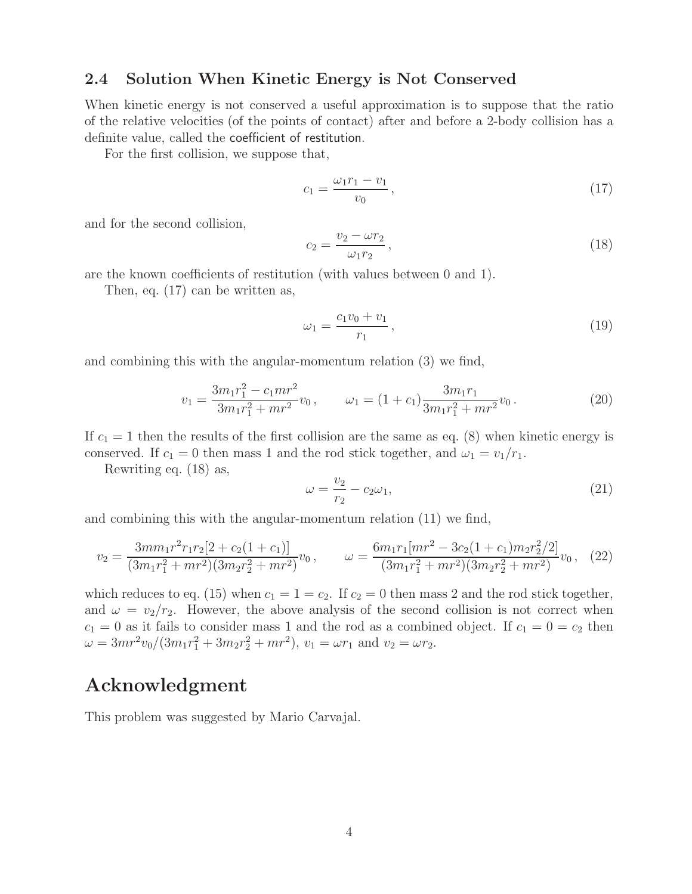### 2.4 Solution When Kinetic Energy is Not Conserved

When kinetic energy is not conserved a useful approximation is to suppose that the ratio of the relative velocities (of the points of contact) after and before a 2-body collision has a definite value, called the coefficient of restitution.

For the first collision, we suppose that,

$$c_1 = \frac{\omega_1 r_1 - v_1}{v_0}, \tag{17}$$

and for the second collision,

$$c_2 = \frac{v_2 - \omega r_2}{\omega_1 r_2}, \tag{18}$$

are the known coefficients of restitution (with values between 0 and 1).

Then, eq. (17) can be written as,

$$\omega_1 = \frac{c_1 v_0 + v_1}{r_1}, \tag{19}$$

and combining this with the angular-momentum relation (3) we find,

$$v_1 = \frac{3m_1 r_1^2 - c_1 m r^2}{3m_1 r_1^2 + m r^2} v_0, \qquad \omega_1 = (1 + c_1)\frac{3m_1 r_1}{3m_1 r_1^2 + m r^2} v_0. \tag{20}$$

If $c_1 = 1$ then the results of the first collision are the same as eq. (8) when kinetic energy is conserved. If $c_1 = 0$ then mass 1 and the rod stick together, and $\omega_1 = v_1/r_1$.

Rewriting eq. (18) as,

$$\omega = \frac{v_2}{r_2} - c_2 \omega_1, \tag{21}$$

and combining this with the angular-momentum relation (11) we find,

$$v_2 = \frac{3m m_1 r^2 r_1 r_2 [2 + c_2(1 + c_1)]}{(3m_1 r_1^2 + m r^2)(3m_2 r_2^2 + m r^2)} v_0, \qquad \omega = \frac{6m_1 r_1 [m r^2 - 3c_2(1 + c_1) m_2 r_2^2/2]}{(3m_1 r_1^2 + m r^2)(3m_2 r_2^2 + m r^2)} v_0, \tag{22}$$

which reduces to eq. (15) when $c_1 = 1 = c_2$. If $c_2 = 0$ then mass 2 and the rod stick together, and $\omega = v_2/r_2$. However, the above analysis of the second collision is not correct when $c_1 = 0$ as it fails to consider mass 1 and the rod as a combined object. If $c_1 = 0 = c_2$ then $\omega = 3mr^2 v_0/(3m_1 r_1^2 + 3m_2 r_2^2 + m r^2)$, $v_1 = \omega r_1$ and $v_2 = \omega r_2$.

## Acknowledgment

This problem was suggested by Mario Carvajal.